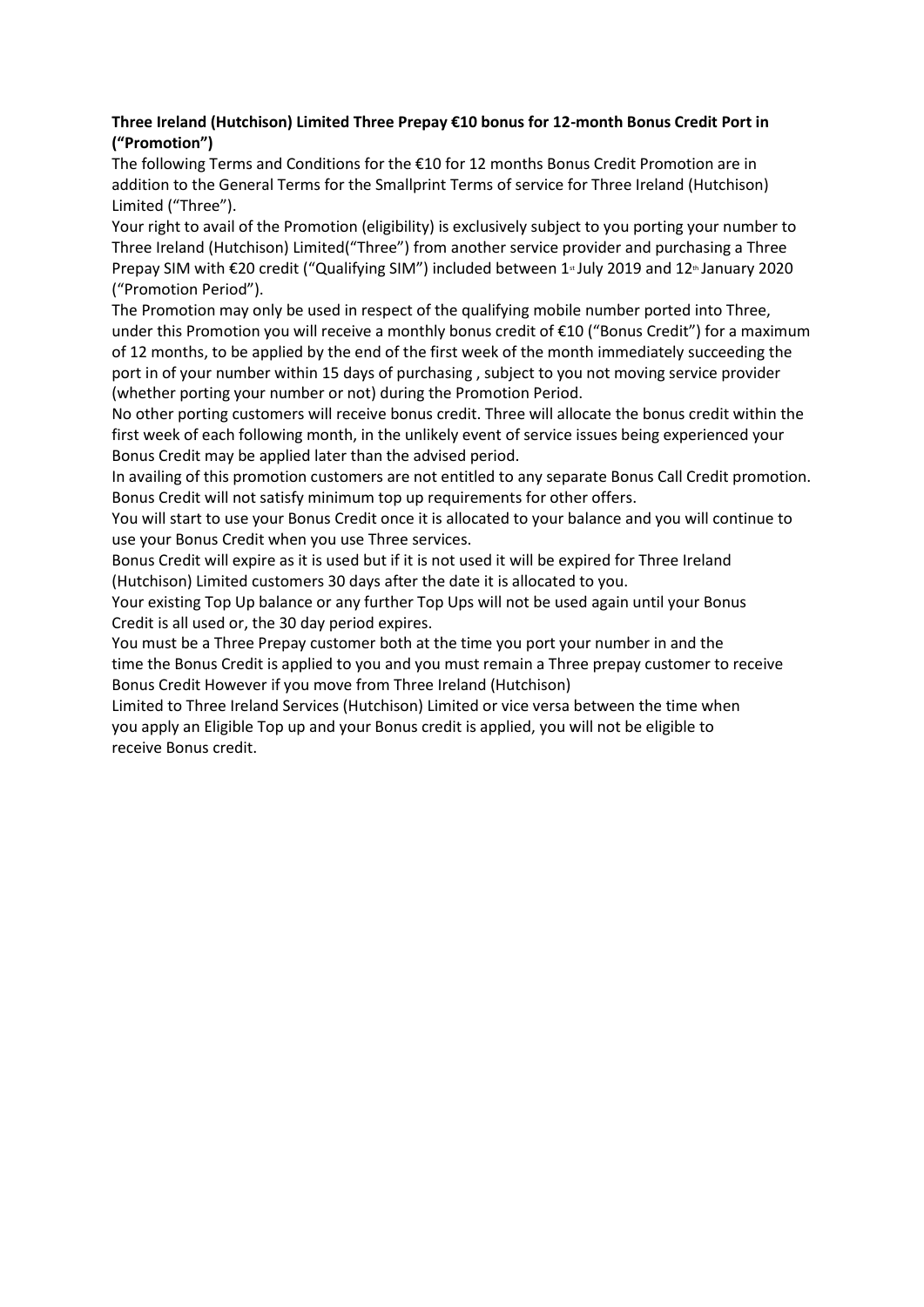**Three Ireland (Hutchison) Limited Three Prepay €10 bonus for 12-month Bonus Credit Port in ("Promotion")**

The following Terms and Conditions for the €10 for 12 months Bonus Credit Promotion are in addition to the General Terms for the Smallprint Terms of service for Three Ireland (Hutchison) Limited ("Three").

Your right to avail of the Promotion (eligibility) is exclusively subject to you porting your number to Three Ireland (Hutchison) Limited("Three") from another service provider and purchasing a Three Prepay SIM with €20 credit ("Qualifying SIM") included between 1st July 2019 and 12th January 2020 ("Promotion Period").

The Promotion may only be used in respect of the qualifying mobile number ported into Three, under this Promotion you will receive a monthly bonus credit of €10 ("Bonus Credit") for a maximum of 12 months, to be applied by the end of the first week of the month immediately succeeding the port in of your number within 15 days of purchasing , subject to you not moving service provider (whether porting your number or not) during the Promotion Period.

No other porting customers will receive bonus credit. Three will allocate the bonus credit within the first week of each following month, in the unlikely event of service issues being experienced your Bonus Credit may be applied later than the advised period.

In availing of this promotion customers are not entitled to any separate Bonus Call Credit promotion. Bonus Credit will not satisfy minimum top up requirements for other offers.

You will start to use your Bonus Credit once it is allocated to your balance and you will continue to use your Bonus Credit when you use Three services.

Bonus Credit will expire as it is used but if it is not used it will be expired for Three Ireland (Hutchison) Limited customers 30 days after the date it is allocated to you.

Your existing Top Up balance or any further Top Ups will not be used again until your Bonus Credit is all used or, the 30 day period expires.

You must be a Three Prepay customer both at the time you port your number in and the time the Bonus Credit is applied to you and you must remain a Three prepay customer to receive Bonus Credit However if you move from Three Ireland (Hutchison) Limited to Three Ireland Services (Hutchison) Limited or vice versa between the time when you apply an Eligible Top up and your Bonus credit is applied, you will not be eligible to receive Bonus credit.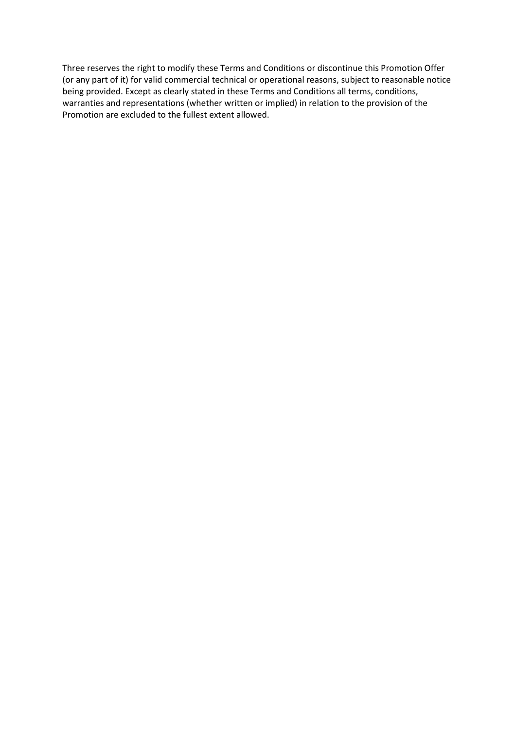Three reserves the right to modify these Terms and Conditions or discontinue this Promotion Offer (or any part of it) for valid commercial technical or operational reasons, subject to reasonable notice being provided. Except as clearly stated in these Terms and Conditions all terms, conditions, warranties and representations (whether written or implied) in relation to the provision of the Promotion are excluded to the fullest extent allowed.